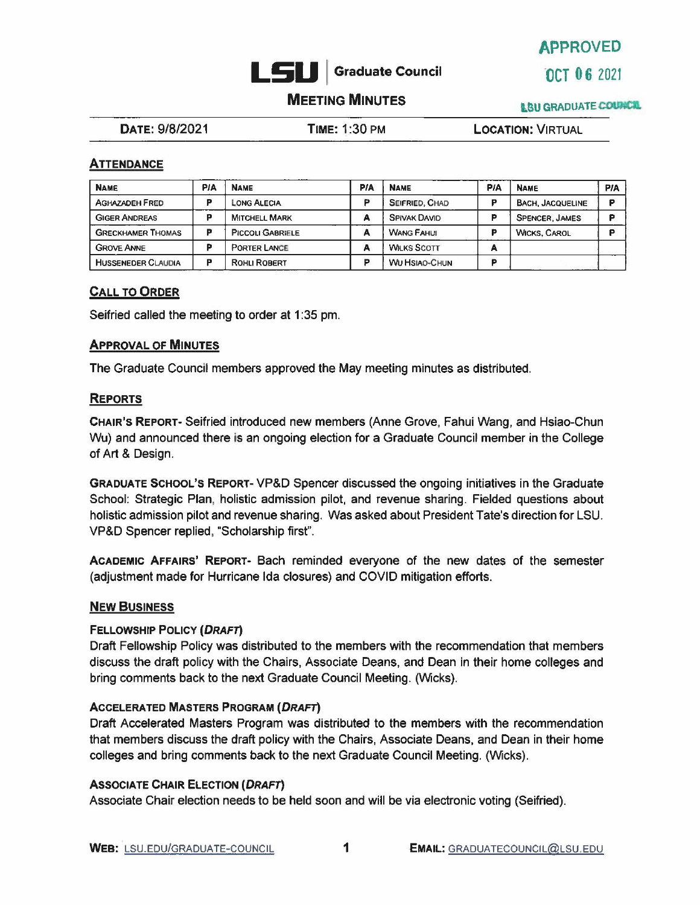APPROVED

OCT 06 2021

LSU GRADUATE COUNCIL

# LSU | Graduate Council

## MEETING MINUTES

**DATE:** 9/8/2021 **TIME:** 1:30 PM **LOCATION:** VIRTUAL

### ATTENDANCE

| NAME | P/A | NAME | P/A | NAME | P/A | NAME | P/A |
|---|---|---|---|---|---|---|---|
| AGHAZADEH FRED | P | LONG ALECIA | P | SEIFRIED, CHAD | P | BACH, JACQUELINE | P |
| GIGER ANDREAS | P | MITCHELL MARK | A | SPIVAK DAVID | P | SPENCER, JAMES | P |
| GRECKHAMER THOMAS | P | PICCOLI GABRIELE | A | WANG FAHUI | P | WICKS, CAROL | P |
| GROVE ANNE | P | PORTER LANCE | A | WILKS SCOTT | A | | |
| HUSSENEDER CLAUDIA | P | ROHLI ROBERT | P | WU HSIAO-CHUN | P | | |

### CALL TO ORDER

Seifried called the meeting to order at 1:35 pm.

### APPROVAL OF MINUTES

The Graduate Council members approved the May meeting minutes as distributed.

### REPORTS

**CHAIR'S REPORT**- Seifried introduced new members (Anne Grove, Fahui Wang, and Hsiao-Chun Wu) and announced there is an ongoing election for a Graduate Council member in the College of Art & Design.

**GRADUATE SCHOOL'S REPORT**- VP&D Spencer discussed the ongoing initiatives in the Graduate School: Strategic Plan, holistic admission pilot, and revenue sharing. Fielded questions about holistic admission pilot and revenue sharing. Was asked about President Tate's direction for LSU. VP&D Spencer replied, "Scholarship first".

**ACADEMIC AFFAIRS' REPORT**- Bach reminded everyone of the new dates of the semester (adjustment made for Hurricane Ida closures) and COVID mitigation efforts.

### NEW BUSINESS

#### FELLOWSHIP POLICY (*DRAFT*)

Draft Fellowship Policy was distributed to the members with the recommendation that members discuss the draft policy with the Chairs, Associate Deans, and Dean in their home colleges and bring comments back to the next Graduate Council Meeting. (Wicks).

#### ACCELERATED MASTERS PROGRAM (*DRAFT*)

Draft Accelerated Masters Program was distributed to the members with the recommendation that members discuss the draft policy with the Chairs, Associate Deans, and Dean in their home colleges and bring comments back to the next Graduate Council Meeting. (Wicks).

#### ASSOCIATE CHAIR ELECTION (*DRAFT*)

Associate Chair election needs to be held soon and will be via electronic voting (Seifried).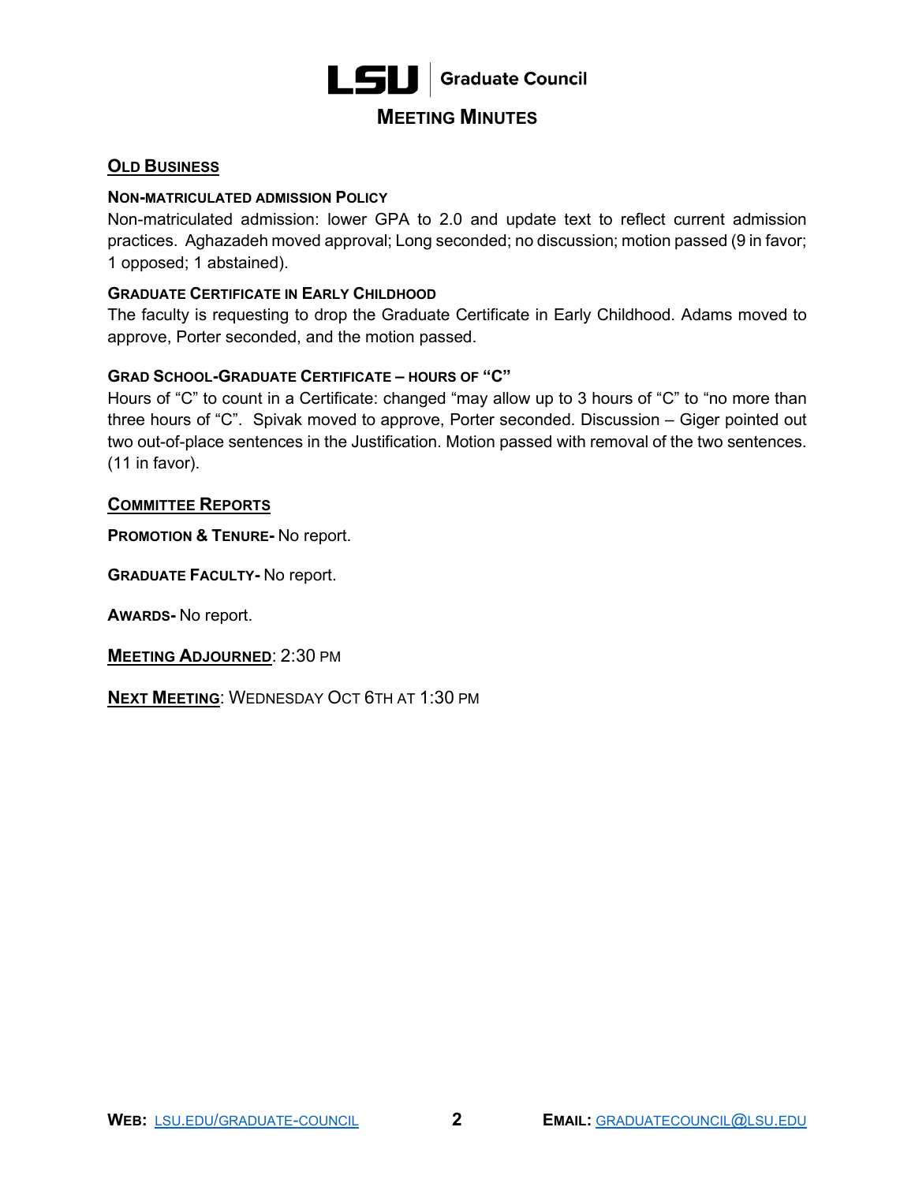## Old Business

### Non-matriculated admission Policy

Non-matriculated admission: lower GPA to 2.0 and update text to reflect current admission practices. Aghazadeh moved approval; Long seconded; no discussion; motion passed (9 in favor; 1 opposed; 1 abstained).

### Graduate Certificate in Early Childhood

The faculty is requesting to drop the Graduate Certificate in Early Childhood. Adams moved to approve, Porter seconded, and the motion passed.

### Grad School-Graduate Certificate – hours of "C"

Hours of "C" to count in a Certificate: changed "may allow up to 3 hours of "C" to "no more than three hours of "C". Spivak moved to approve, Porter seconded. Discussion – Giger pointed out two out-of-place sentences in the Justification. Motion passed with removal of the two sentences. (11 in favor).

## Committee Reports

**Promotion & Tenure-** No report.

**Graduate Faculty-** No report.

**Awards-** No report.

**Meeting Adjourned**: 2:30 PM

**Next Meeting**: Wednesday Oct 6th at 1:30 PM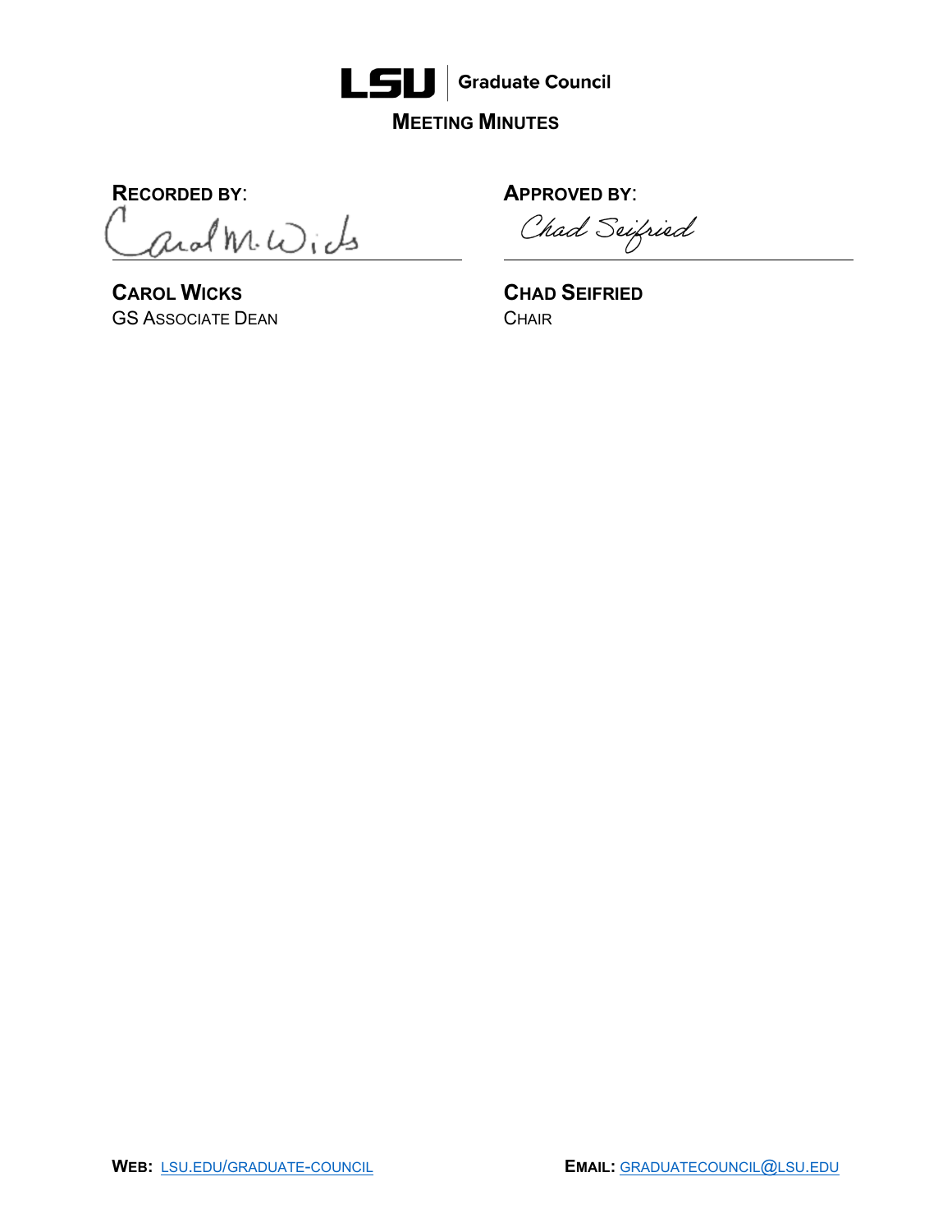**LSU** | Graduate Council

**MEETING MINUTES**

**RECORDED BY:**

Carol M. Wicks

**CAROL WICKS**
GS ASSOCIATE DEAN

**APPROVED BY:**

Chad Seifried

**CHAD SEIFRIED**
CHAIR

**WEB:** LSU.EDU/GRADUATE-COUNCIL

**EMAIL:** GRADUATECOUNCIL@LSU.EDU